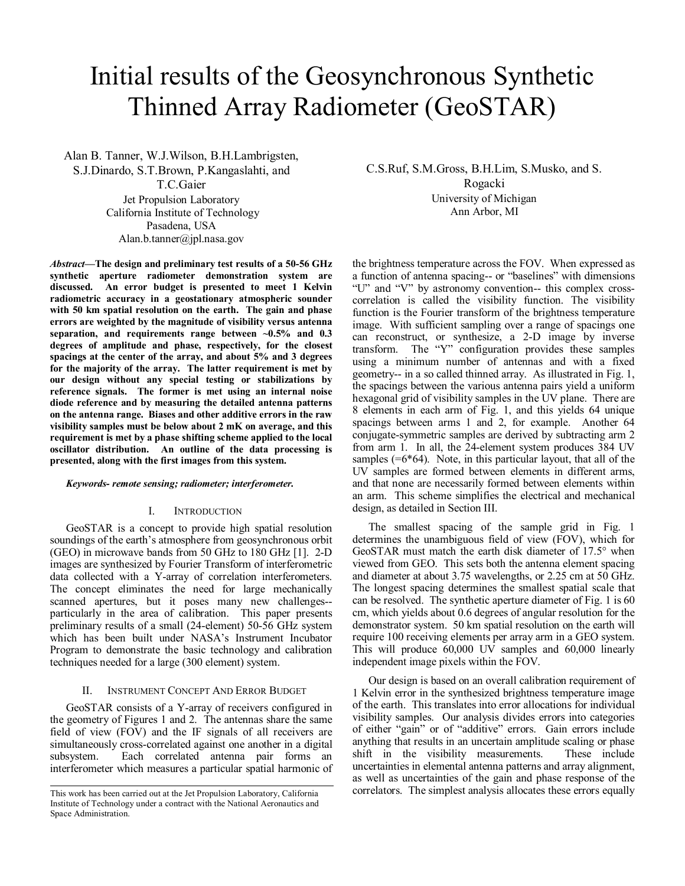# Initial results of the Geosynchronous Synthetic Thinned Array Radiometer (GeoSTAR)

Alan B. Tanner, W.J.Wilson, B.H.Lambrigsten, S.J.Dinardo, S.T.Brown, P.Kangaslahti, and T.C.Gaier
Jet Propulsion Laboratory
California Institute of Technology
Pasadena, USA
Alan.b.tanner@jpl.nasa.gov

C.S.Ruf, S.M.Gross, B.H.Lim, S.Musko, and S. Rogacki
University of Michigan
Ann Arbor, MI

***Abstract*—The design and preliminary test results of a 50-56 GHz synthetic aperture radiometer demonstration system are discussed. An error budget is presented to meet 1 Kelvin radiometric accuracy in a geostationary atmospheric sounder with 50 km spatial resolution on the earth. The gain and phase errors are weighted by the magnitude of visibility versus antenna separation, and requirements range between ~0.5% and 0.3 degrees of amplitude and phase, respectively, for the closest spacings at the center of the array, and about 5% and 3 degrees for the majority of the array. The latter requirement is met by our design without any special testing or stabilizations by reference signals. The former is met using an internal noise diode reference and by measuring the detailed antenna patterns on the antenna range. Biases and other additive errors in the raw visibility samples must be below about 2 mK on average, and this requirement is met by a phase shifting scheme applied to the local oscillator distribution. An outline of the data processing is presented, along with the first images from this system.**

***Keywords- remote sensing; radiometer; interferometer.***

## I. Introduction

GeoSTAR is a concept to provide high spatial resolution soundings of the earth's atmosphere from geosynchronous orbit (GEO) in microwave bands from 50 GHz to 180 GHz [1]. 2-D images are synthesized by Fourier Transform of interferometric data collected with a Y-array of correlation interferometers. The concept eliminates the need for large mechanically scanned apertures, but it poses many new challenges-- particularly in the area of calibration. This paper presents preliminary results of a small (24-element) 50-56 GHz system which has been built under NASA's Instrument Incubator Program to demonstrate the basic technology and calibration techniques needed for a large (300 element) system.

## II. Instrument Concept And Error Budget

GeoSTAR consists of a Y-array of receivers configured in the geometry of Figures 1 and 2. The antennas share the same field of view (FOV) and the IF signals of all receivers are simultaneously cross-correlated against one another in a digital subsystem. Each correlated antenna pair forms an interferometer which measures a particular spatial harmonic of the brightness temperature across the FOV. When expressed as a function of antenna spacing-- or "baselines" with dimensions "U" and "V" by astronomy convention-- this complex cross-correlation is called the visibility function. The visibility function is the Fourier transform of the brightness temperature image. With sufficient sampling over a range of spacings one can reconstruct, or synthesize, a 2-D image by inverse transform. The "Y" configuration provides these samples using a minimum number of antennas and with a fixed geometry-- in a so called thinned array. As illustrated in Fig. 1, the spacings between the various antenna pairs yield a uniform hexagonal grid of visibility samples in the UV plane. There are 8 elements in each arm of Fig. 1, and this yields 64 unique spacings between arms 1 and 2, for example. Another 64 conjugate-symmetric samples are derived by subtracting arm 2 from arm 1. In all, the 24-element system produces 384 UV samples (=6*64). Note, in this particular layout, that all of the UV samples are formed between elements in different arms, and that none are necessarily formed between elements within an arm. This scheme simplifies the electrical and mechanical design, as detailed in Section III.

The smallest spacing of the sample grid in Fig. 1 determines the unambiguous field of view (FOV), which for GeoSTAR must match the earth disk diameter of 17.5° when viewed from GEO. This sets both the antenna element spacing and diameter at about 3.75 wavelengths, or 2.25 cm at 50 GHz. The longest spacing determines the smallest spatial scale that can be resolved. The synthetic aperture diameter of Fig. 1 is 60 cm, which yields about 0.6 degrees of angular resolution for the demonstrator system. 50 km spatial resolution on the earth will require 100 receiving elements per array arm in a GEO system. This will produce 60,000 UV samples and 60,000 linearly independent image pixels within the FOV.

Our design is based on an overall calibration requirement of 1 Kelvin error in the synthesized brightness temperature image of the earth. This translates into error allocations for individual visibility samples. Our analysis divides errors into categories of either "gain" or of "additive" errors. Gain errors include anything that results in an uncertain amplitude scaling or phase shift in the visibility measurements. These include uncertainties in elemental antenna patterns and array alignment, as well as uncertainties of the gain and phase response of the correlators. The simplest analysis allocates these errors equally

This work has been carried out at the Jet Propulsion Laboratory, California Institute of Technology under a contract with the National Aeronautics and Space Administration.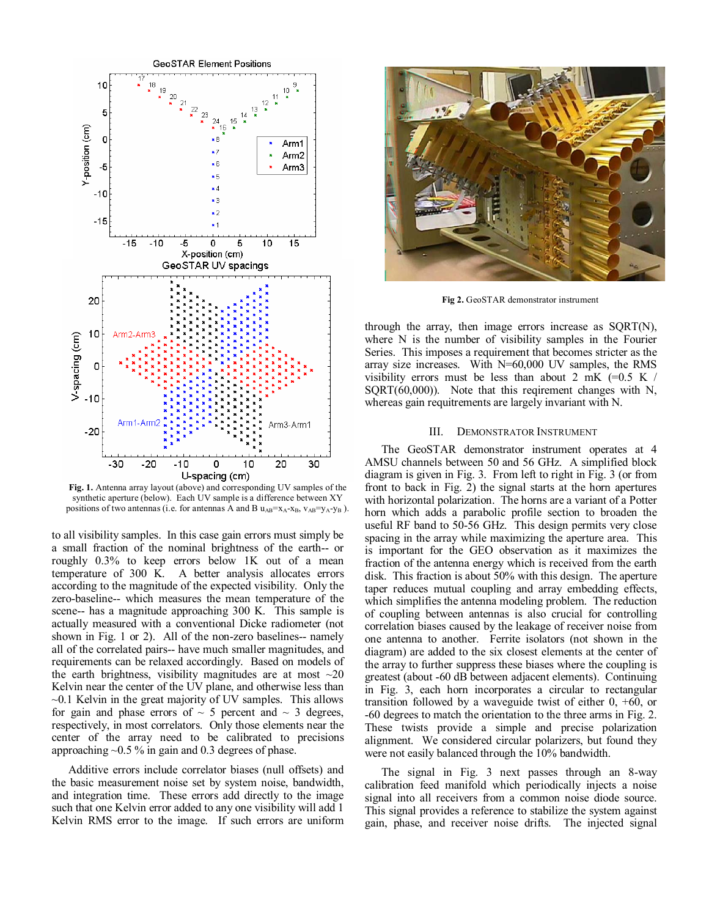Fig. 1. Antenna array layout (above) and corresponding UV samples of the synthetic aperture (below). Each UV sample is a difference between XY positions of two antennas (i.e. for antennas A and B $u_{AB}=x_A-x_B$, $v_{AB}=y_A-y_B$ ).

to all visibility samples. In this case gain errors must simply be a small fraction of the nominal brightness of the earth-- or roughly 0.3% to keep errors below 1K out of a mean temperature of 300 K. A better analysis allocates errors according to the magnitude of the expected visibility. Only the zero-baseline-- which measures the mean temperature of the scene-- has a magnitude approaching 300 K. This sample is actually measured with a conventional Dicke radiometer (not shown in Fig. 1 or 2). All of the non-zero baselines-- namely all of the correlated pairs-- have much smaller magnitudes, and requirements can be relaxed accordingly. Based on models of the earth brightness, visibility magnitudes are at most ~20 Kelvin near the center of the UV plane, and otherwise less than ~0.1 Kelvin in the great majority of UV samples. This allows for gain and phase errors of ~ 5 percent and ~ 3 degrees, respectively, in most correlators. Only those elements near the center of the array need to be calibrated to precisions approaching ~0.5 % in gain and 0.3 degrees of phase.

Additive errors include correlator biases (null offsets) and the basic measurement noise set by system noise, bandwidth, and integration time. These errors add directly to the image such that one Kelvin error added to any one visibility will add 1 Kelvin RMS error to the image. If such errors are uniform through the array, then image errors increase as SQRT(N), where N is the number of visibility samples in the Fourier Series. This imposes a requirement that becomes stricter as the array size increases. With N=60,000 UV samples, the RMS visibility errors must be less than about 2 mK (=0.5 K / SQRT(60,000)). Note that this reqirement changes with N, whereas gain requitrements are largely invariant with N.

Fig 2. GeoSTAR demonstrator instrument

## III. Demonstrator Instrument

The GeoSTAR demonstrator instrument operates at 4 AMSU channels between 50 and 56 GHz. A simplified block diagram is given in Fig. 3. From left to right in Fig. 3 (or from front to back in Fig. 2) the signal starts at the horn apertures with horizontal polarization. The horns are a variant of a Potter horn which adds a parabolic profile section to broaden the useful RF band to 50-56 GHz. This design permits very close spacing in the array while maximizing the aperture area. This is important for the GEO observation as it maximizes the fraction of the antenna energy which is received from the earth disk. This fraction is about 50% with this design. The aperture taper reduces mutual coupling and array embedding effects, which simplifies the antenna modeling problem. The reduction of coupling between antennas is also crucial for controlling correlation biases caused by the leakage of receiver noise from one antenna to another. Ferrite isolators (not shown in the diagram) are added to the six closest elements at the center of the array to further suppress these biases where the coupling is greatest (about -60 dB between adjacent elements). Continuing in Fig. 3, each horn incorporates a circular to rectangular transition followed by a waveguide twist of either 0, +60, or -60 degrees to match the orientation to the three arms in Fig. 2. These twists provide a simple and precise polarization alignment. We considered circular polarizers, but found they were not easily balanced through the 10% bandwidth.

The signal in Fig. 3 next passes through an 8-way calibration feed manifold which periodically injects a noise signal into all receivers from a common noise diode source. This signal provides a reference to stabilize the system against gain, phase, and receiver noise drifts. The injected signal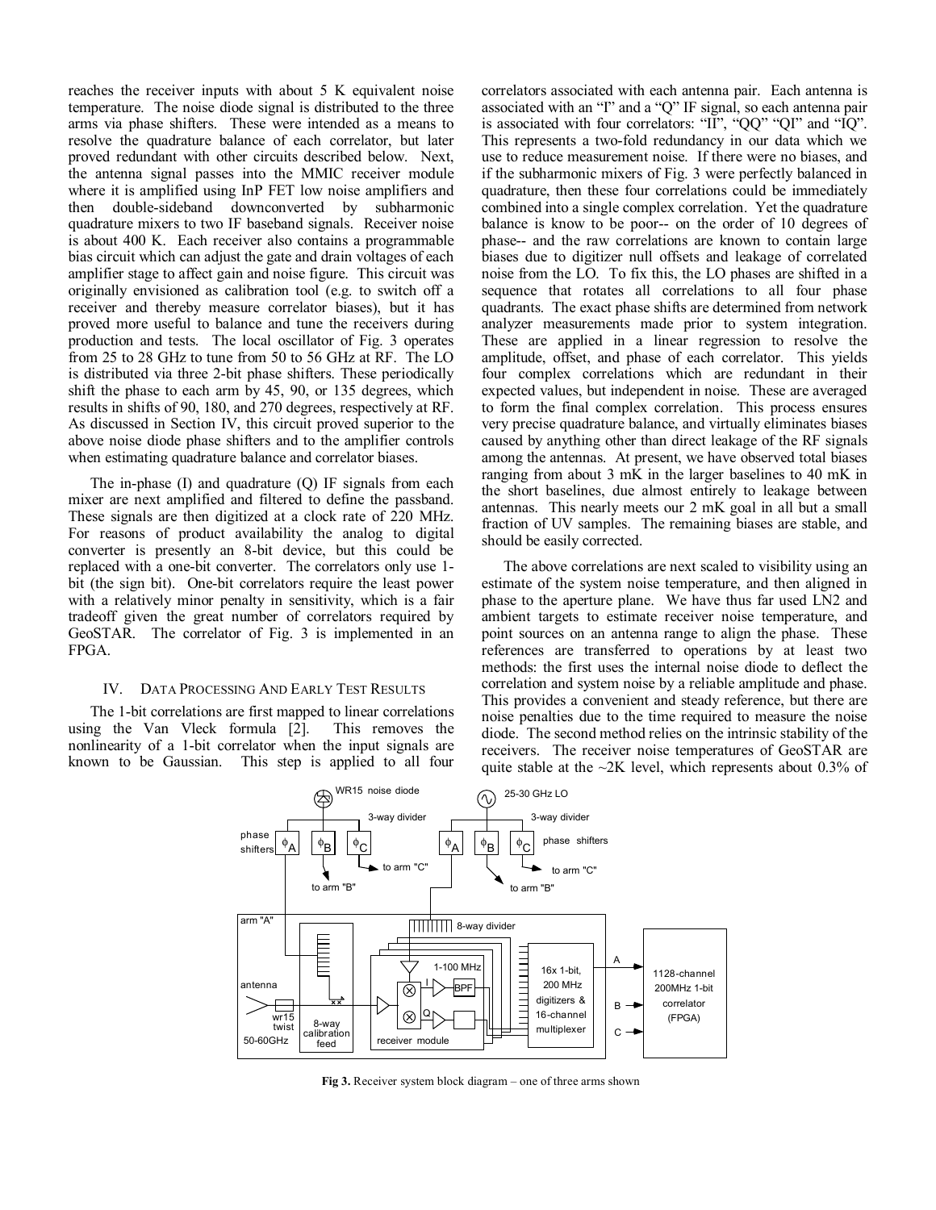reaches the receiver inputs with about 5 K equivalent noise temperature. The noise diode signal is distributed to the three arms via phase shifters. These were intended as a means to resolve the quadrature balance of each correlator, but later proved redundant with other circuits described below. Next, the antenna signal passes into the MMIC receiver module where it is amplified using InP FET low noise amplifiers and then double-sideband downconverted by subharmonic quadrature mixers to two IF baseband signals. Receiver noise is about 400 K. Each receiver also contains a programmable bias circuit which can adjust the gate and drain voltages of each amplifier stage to affect gain and noise figure. This circuit was originally envisioned as calibration tool (e.g. to switch off a receiver and thereby measure correlator biases), but it has proved more useful to balance and tune the receivers during production and tests. The local oscillator of Fig. 3 operates from 25 to 28 GHz to tune from 50 to 56 GHz at RF. The LO is distributed via three 2-bit phase shifters. These periodically shift the phase to each arm by 45, 90, or 135 degrees, which results in shifts of 90, 180, and 270 degrees, respectively at RF. As discussed in Section IV, this circuit proved superior to the above noise diode phase shifters and to the amplifier controls when estimating quadrature balance and correlator biases.

The in-phase (I) and quadrature (Q) IF signals from each mixer are next amplified and filtered to define the passband. These signals are then digitized at a clock rate of 220 MHz. For reasons of product availability the analog to digital converter is presently an 8-bit device, but this could be replaced with a one-bit converter. The correlators only use 1-bit (the sign bit). One-bit correlators require the least power with a relatively minor penalty in sensitivity, which is a fair tradeoff given the great number of correlators required by GeoSTAR. The correlator of Fig. 3 is implemented in an FPGA.

## IV. Data Processing And Early Test Results

The 1-bit correlations are first mapped to linear correlations using the Van Vleck formula [2]. This removes the nonlinearity of a 1-bit correlator when the input signals are known to be Gaussian. This step is applied to all four correlators associated with each antenna pair. Each antenna is associated with an "I" and a "Q" IF signal, so each antenna pair is associated with four correlators: "II", "QQ" "QI" and "IQ". This represents a two-fold redundancy in our data which we use to reduce measurement noise. If there were no biases, and if the subharmonic mixers of Fig. 3 were perfectly balanced in quadrature, then these four correlations could be immediately combined into a single complex correlation. Yet the quadrature balance is know to be poor-- on the order of 10 degrees of phase-- and the raw correlations are known to contain large biases due to digitizer null offsets and leakage of correlated noise from the LO. To fix this, the LO phases are shifted in a sequence that rotates all correlations to all four phase quadrants. The exact phase shifts are determined from network analyzer measurements made prior to system integration. These are applied in a linear regression to resolve the amplitude, offset, and phase of each correlator. This yields four complex correlations which are redundant in their expected values, but independent in noise. These are averaged to form the final complex correlation. This process ensures very precise quadrature balance, and virtually eliminates biases caused by anything other than direct leakage of the RF signals among the antennas. At present, we have observed total biases ranging from about 3 mK in the larger baselines to 40 mK in the short baselines, due almost entirely to leakage between antennas. This nearly meets our 2 mK goal in all but a small fraction of UV samples. The remaining biases are stable, and should be easily corrected.

The above correlations are next scaled to visibility using an estimate of the system noise temperature, and then aligned in phase to the aperture plane. We have thus far used LN2 and ambient targets to estimate receiver noise temperature, and point sources on an antenna range to align the phase. These references are transferred to operations by at least two methods: the first uses the internal noise diode to deflect the correlation and system noise by a reliable amplitude and phase. This provides a convenient and steady reference, but there are noise penalties due to the time required to measure the noise diode. The second method relies on the intrinsic stability of the receivers. The receiver noise temperatures of GeoSTAR are quite stable at the ~2K level, which represents about 0.3% of

WR15 noise diode
25-30 GHz LO
3-way divider
3-way divider
phase shifters
$\phi_A$ $\phi_B$ $\phi_C$
$\phi_A$ $\phi_B$ $\phi_C$
phase shifters
to arm "C"
to arm "B"
to arm "C"
to arm "B"
arm "A"
8-way divider
1-100 MHz
I
BPF
Q
antenna
wr15 twist
50-60GHz
8-way calibration feed
receiver module
16x 1-bit, 200 MHz digitizers & 16-channel multiplexer
A
B
C
1128-channel 200MHz 1-bit correlator (FPGA)

**Fig 3.** Receiver system block diagram – one of three arms shown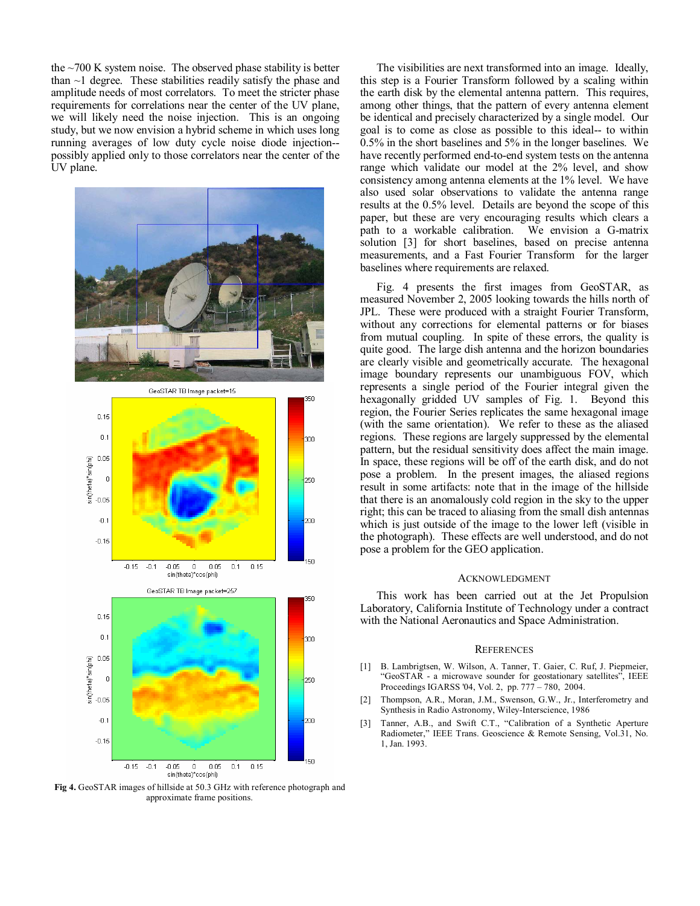the ~700 K system noise. The observed phase stability is better than ~1 degree. These stabilities readily satisfy the phase and amplitude needs of most correlators. To meet the stricter phase requirements for correlations near the center of the UV plane, we will likely need the noise injection. This is an ongoing study, but we now envision a hybrid scheme in which uses long running averages of low duty cycle noise diode injection--possibly applied only to those correlators near the center of the UV plane.

GeoSTAR TB Image packet=15

sin(theta)*sin(phi)

sin(theta)*cos(phi)

0.15
0.1
0.05
0
-0.05
-0.1
-0.15

-0.15 -0.1 -0.05 0 0.05 0.1 0.15

350
300
250
200
150

GeoSTAR TB Image packet=257

sin(theta)*sin(phi)

sin(theta)*cos(phi)

0.15
0.1
0.05
0
-0.05
-0.1
-0.15

-0.15 -0.1 -0.05 0 0.05 0.1 0.15

350
300
250
200
150

**Fig 4.** GeoSTAR images of hillside at 50.3 GHz with reference photograph and approximate frame positions.

The visibilities are next transformed into an image. Ideally, this step is a Fourier Transform followed by a scaling within the earth disk by the elemental antenna pattern. This requires, among other things, that the pattern of every antenna element be identical and precisely characterized by a single model. Our goal is to come as close as possible to this ideal-- to within 0.5% in the short baselines and 5% in the longer baselines. We have recently performed end-to-end system tests on the antenna range which validate our model at the 2% level, and show consistency among antenna elements at the 1% level. We have also used solar observations to validate the antenna range results at the 0.5% level. Details are beyond the scope of this paper, but these are very encouraging results which clears a path to a workable calibration. We envision a G-matrix solution [3] for short baselines, based on precise antenna measurements, and a Fast Fourier Transform for the larger baselines where requirements are relaxed.

Fig. 4 presents the first images from GeoSTAR, as measured November 2, 2005 looking towards the hills north of JPL. These were produced with a straight Fourier Transform, without any corrections for elemental patterns or for biases from mutual coupling. In spite of these errors, the quality is quite good. The large dish antenna and the horizon boundaries are clearly visible and geometrically accurate. The hexagonal image boundary represents our unambiguous FOV, which represents a single period of the Fourier integral given the hexagonally gridded UV samples of Fig. 1. Beyond this region, the Fourier Series replicates the same hexagonal image (with the same orientation). We refer to these as the aliased regions. These regions are largely suppressed by the elemental pattern, but the residual sensitivity does affect the main image. In space, these regions will be off of the earth disk, and do not pose a problem. In the present images, the aliased regions result in some artifacts: note that in the image of the hillside that there is an anomalously cold region in the sky to the upper right; this can be traced to aliasing from the small dish antennas which is just outside of the image to the lower left (visible in the photograph). These effects are well understood, and do not pose a problem for the GEO application.

## Acknowledgment

This work has been carried out at the Jet Propulsion Laboratory, California Institute of Technology under a contract with the National Aeronautics and Space Administration.

## References

[1] B. Lambrigtsen, W. Wilson, A. Tanner, T. Gaier, C. Ruf, J. Piepmeier, "GeoSTAR - a microwave sounder for geostationary satellites", IEEE Proceedings IGARSS '04, Vol. 2, pp. 777 – 780, 2004.

[2] Thompson, A.R., Moran, J.M., Swenson, G.W., Jr., Interferometry and Synthesis in Radio Astronomy, Wiley-Interscience, 1986

[3] Tanner, A.B., and Swift C.T., "Calibration of a Synthetic Aperture Radiometer," IEEE Trans. Geoscience & Remote Sensing, Vol.31, No. 1, Jan. 1993.